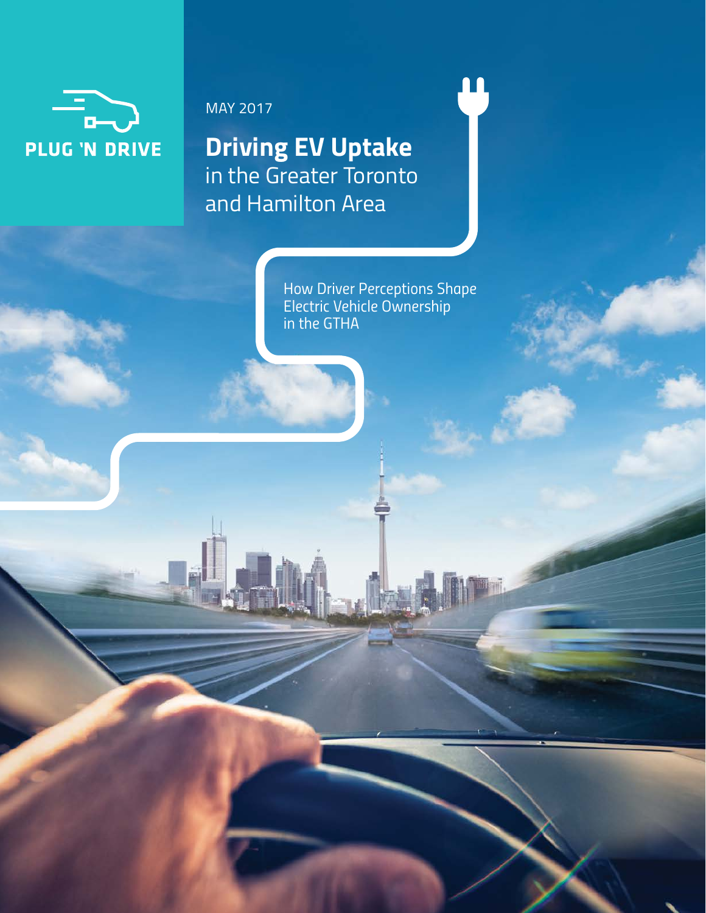PLUG 'N DRIVE

MAY 2017

# Driving EV Uptake in the Greater Toronto and Hamilton Area

How Driver Perceptions Shape Electric Vehicle Ownership in the GTHA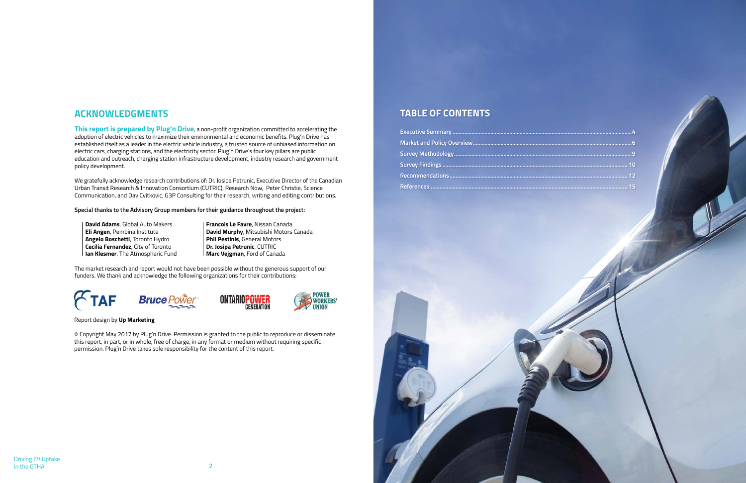## ACKNOWLEDGMENTS

**This report is prepared by Plug'n Drive**, a non-profit organization committed to accelerating the adoption of electric vehicles to maximize their environmental and economic benefits. Plug'n Drive has established itself as a leader in the electric vehicle industry, a trusted source of unbiased information on electric cars, charging stations, and the electricity sector. Plug'n Drive's four key pillars are public education and outreach, charging station infrastructure development, industry research and government policy development.

We gratefully acknowledge research contributions of: Dr. Josipa Petrunic, Executive Director of the Canadian Urban Transit Research & Innovation Consortium (CUTRIC), Research Now, Peter Christie, Science Communication, and Dav Cvitkovic, G3P Consulting for their research, writing and editing contributions.

**Special thanks to the Advisory Group members for their guidance throughout the project:**

**David Adams**, Global Auto Makers
**Eli Angen**, Pembina Institute
**Angelo Boschetti**, Toronto Hydro
**Cecilia Fernandez**, City of Toronto
**Ian Klesmer**, The Atmospheric Fund
**Francois Le Favre**, Nissan Canada
**David Murphy**, Mitsubishi Motors Canada
**Phil Pestinis**, General Motors
**Dr. Josipa Petrunic**, CUTRIC
**Marc Vejgman**, Ford of Canada

The market research and report would not have been possible without the generous support of our funders. We thank and acknowledge the following organizations for their contributions:

TAF · Bruce Power · Ontario Power Generation · Power Workers' Union

Report design by **Up Marketing**

© Copyright May 2017 by Plug'n Drive. Permission is granted to the public to reproduce or disseminate this report, in part, or in whole, free of charge, in any format or medium without requiring specific permission. Plug'n Drive takes sole responsibility for the content of this report.

## TABLE OF CONTENTS

Executive Summary ........ 4
Market and Policy Overview ........ 6
Survey Methodology ........ 9
Survey Findings ........ 10
Recommendations ........ 12
References ........ 15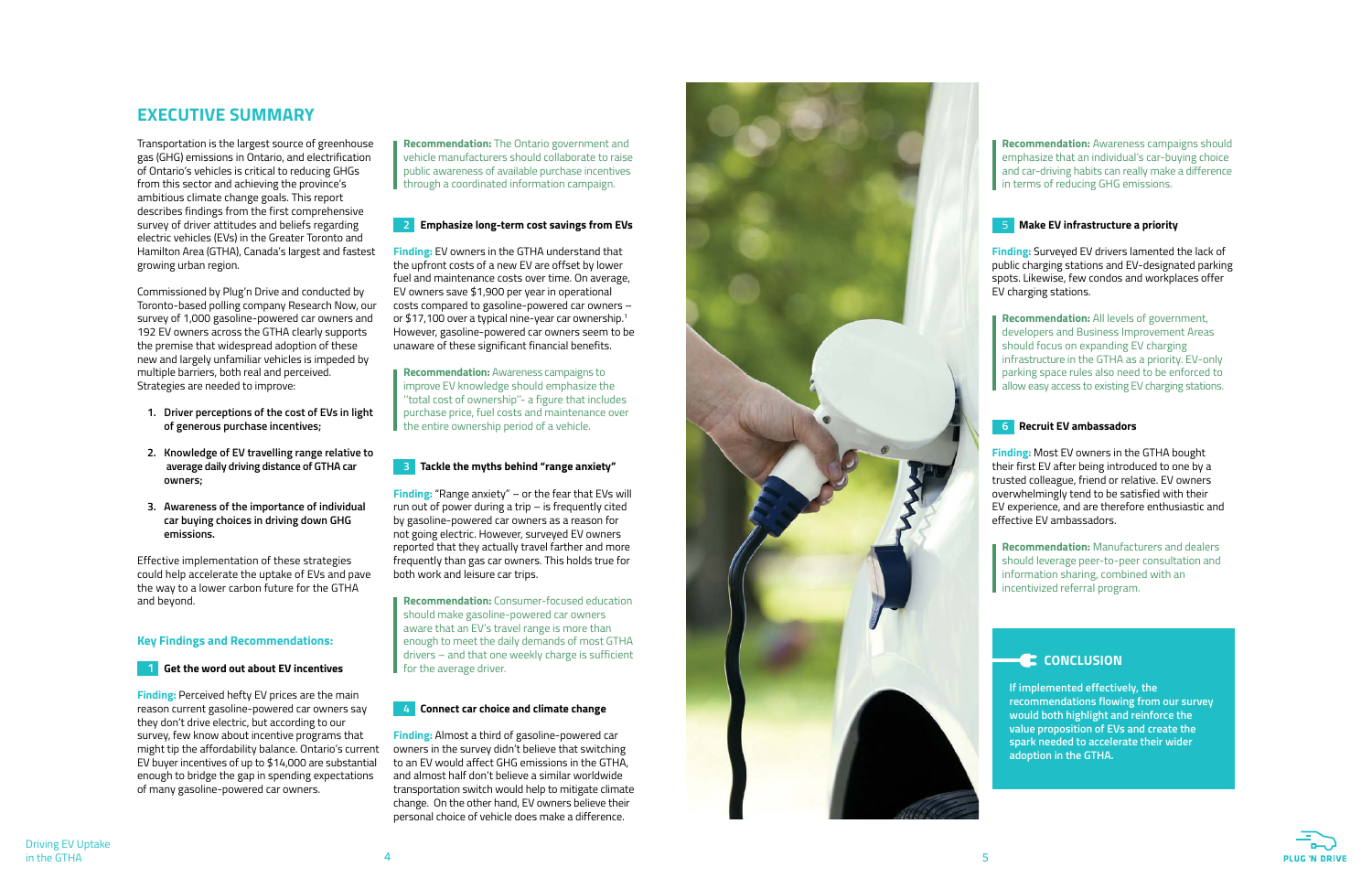## EXECUTIVE SUMMARY

Transportation is the largest source of greenhouse gas (GHG) emissions in Ontario, and electrification of Ontario's vehicles is critical to reducing GHGs from this sector and achieving the province's ambitious climate change goals. This report describes findings from the first comprehensive survey of driver attitudes and beliefs regarding electric vehicles (EVs) in the Greater Toronto and Hamilton Area (GTHA), Canada's largest and fastest growing urban region.

Commissioned by Plug'n Drive and conducted by Toronto-based polling company Research Now, our survey of 1,000 gasoline-powered car owners and 192 EV owners across the GTHA clearly supports the premise that widespread adoption of these new and largely unfamiliar vehicles is impeded by multiple barriers, both real and perceived. Strategies are needed to improve:

1. **Driver perceptions of the cost of EVs in light of generous purchase incentives;**
2. **Knowledge of EV travelling range relative to average daily driving distance of GTHA car owners;**
3. **Awareness of the importance of individual car buying choices in driving down GHG emissions.**

Effective implementation of these strategies could help accelerate the uptake of EVs and pave the way to a lower carbon future for the GTHA and beyond.

### Key Findings and Recommendations:

#### 1 Get the word out about EV incentives

**Finding:** Perceived hefty EV prices are the main reason current gasoline-powered car owners say they don't drive electric, but according to our survey, few know about incentive programs that might tip the affordability balance. Ontario's current EV buyer incentives of up to $14,000 are substantial enough to bridge the gap in spending expectations of many gasoline-powered car owners.

> **Recommendation:** The Ontario government and vehicle manufacturers should collaborate to raise public awareness of available purchase incentives through a coordinated information campaign.

#### 2 Emphasize long-term cost savings from EVs

**Finding:** EV owners in the GTHA understand that the upfront costs of a new EV are offset by lower fuel and maintenance costs over time. On average, EV owners save $1,900 per year in operational costs compared to gasoline-powered car owners – or $17,100 over a typical nine-year car ownership.[1] However, gasoline-powered car owners seem to be unaware of these significant financial benefits.

> **Recommendation:** Awareness campaigns to improve EV knowledge should emphasize the "total cost of ownership"- a figure that includes purchase price, fuel costs and maintenance over the entire ownership period of a vehicle.

#### 3 Tackle the myths behind "range anxiety"

**Finding:** "Range anxiety" – or the fear that EVs will run out of power during a trip – is frequently cited by gasoline-powered car owners as a reason for not going electric. However, surveyed EV owners reported that they actually travel farther and more frequently than gas car owners. This holds true for both work and leisure car trips.

> **Recommendation:** Consumer-focused education should make gasoline-powered car owners aware that an EV's travel range is more than enough to meet the daily demands of most GTHA drivers – and that one weekly charge is sufficient for the average driver.

#### 4 Connect car choice and climate change

**Finding:** Almost a third of gasoline-powered car owners in the survey didn't believe that switching to an EV would affect GHG emissions in the GTHA, and almost half don't believe a similar worldwide transportation switch would help to mitigate climate change. On the other hand, EV owners believe their personal choice of vehicle does make a difference.

> **Recommendation:** Awareness campaigns should emphasize that an individual's car-buying choice and car-driving habits can really make a difference in terms of reducing GHG emissions.

#### 5 Make EV infrastructure a priority

**Finding:** Surveyed EV drivers lamented the lack of public charging stations and EV-designated parking spots. Likewise, few condos and workplaces offer EV charging stations.

> **Recommendation:** All levels of government, developers and Business Improvement Areas should focus on expanding EV charging infrastructure in the GTHA as a priority. EV-only parking space rules also need to be enforced to allow easy access to existing EV charging stations.

#### 6 Recruit EV ambassadors

**Finding:** Most EV owners in the GTHA bought their first EV after being introduced to one by a trusted colleague, friend or relative. EV owners overwhelmingly tend to be satisfied with their EV experience, and are therefore enthusiastic and effective EV ambassadors.

> **Recommendation:** Manufacturers and dealers should leverage peer-to-peer consultation and information sharing, combined with an incentivized referral program.

### CONCLUSION

**If implemented effectively, the recommendations flowing from our survey would both highlight and reinforce the value proposition of EVs and create the spark needed to accelerate their wider adoption in the GTHA.**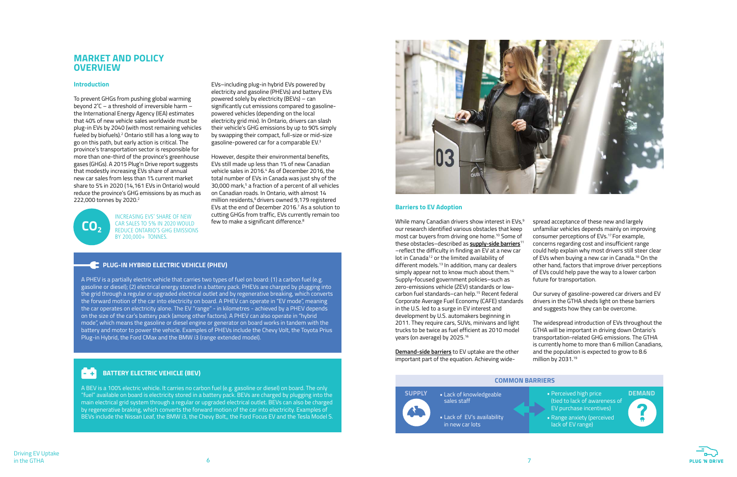# MARKET AND POLICY OVERVIEW

## Introduction

To prevent GHGs from pushing global warming beyond 2˚C – a threshold of irreversible harm – the International Energy Agency (IEA) estimates that 40% of new vehicle sales worldwide must be plug-in EVs by 2040 (with most remaining vehicles fueled by biofuels).[2] Ontario still has a long way to go on this path, but early action is critical. The province's transportation sector is responsible for more than one-third of the province's greenhouse gases (GHGs). A 2015 Plug'n Drive report suggests that modestly increasing EVs share of annual new car sales from less than 1% current market share to 5% in 2020 (14,161 EVs in Ontario) would reduce the province's GHG emissions by as much as 222,000 tonnes by 2020.[2]

$CO_2$

INCREASING EVS' SHARE OF NEW CAR SALES TO 5% IN 2020 WOULD REDUCE ONTARIO'S GHG EMISSIONS BY 200,000+ TONNES.

EVs–including plug-in hybrid EVs powered by electricity and gasoline (PHEVs) and battery EVs powered solely by electricity (BEVs) – can significantly cut emissions compared to gasoline-powered vehicles (depending on the local electricity grid mix). In Ontario, drivers can slash their vehicle's GHG emissions by up to 90% simply by swapping their compact, full-size or mid-size gasoline-powered car for a comparable EV.[3]

However, despite their environmental benefits, EVs still made up less than 1% of new Canadian vehicle sales in 2016.[4] As of December 2016, the total number of EVs in Canada was just shy of the 30,000 mark,[5] a fraction of a percent of all vehicles on Canadian roads. In Ontario, with almost 14 million residents,[6] drivers owned 9,179 registered EVs at the end of December 2016.[7] As a solution to cutting GHGs from traffic, EVs currently remain too few to make a significant difference.[8]

### PLUG-IN HYBRID ELECTRIC VEHICLE (PHEV)

A PHEV is a partially electric vehicle that carries two types of fuel on board: (1) a carbon fuel (e.g. gasoline or diesel); (2) electrical energy stored in a battery pack. PHEVs are charged by plugging into the grid through a regular or upgraded electrical outlet and by regenerative breaking, which converts the forward motion of the car into electricity on board. A PHEV can operate in "EV mode", meaning the car operates on electricity alone. The EV "range" - in kilometres - achieved by a PHEV depends on the size of the car's battery pack (among other factors). A PHEV can also operate in "hybrid mode", which means the gasoline or diesel engine or generator on board works in tandem with the battery and motor to power the vehicle. Examples of PHEVs include the Chevy Volt, the Toyota Prius Plug-in Hybrid, the Ford CMax and the BMW i3 (range extended model).

### BATTERY ELECTRIC VEHICLE (BEV)

A BEV is a 100% electric vehicle. It carries no carbon fuel (e.g. gasoline or diesel) on board. The only "fuel" available on board is electricity stored in a battery pack. BEVs are charged by plugging into the main electrical grid system through a regular or upgraded electrical outlet. BEVs can also be charged by regenerative braking, which converts the forward motion of the car into electricity. Examples of BEVs include the Nissan Leaf, the BMW i3, the Chevy Bolt,, the Ford Focus EV and the Tesla Model S.

## Barriers to EV Adoption

While many Canadian drivers show interest in EVs,[9] our research identified various obstacles that keep most car buyers from driving one home.[10] Some of these obstacles–described as **supply-side barriers**[11] –reflect the difficulty in finding an EV at a new car lot in Canada[12] or the limited availability of different models.[13] In addition, many car dealers simply appear not to know much about them.[14] Supply-focused government policies–such as zero-emissions vehicle (ZEV) standards or low-carbon fuel standards–can help.[15] Recent federal Corporate Average Fuel Economy (CAFE) standards in the U.S. led to a surge in EV interest and development by U.S. automakers beginning in 2011. They require cars, SUVs, minivans and light trucks to be twice as fuel efficient as 2010 model years (on average) by 2025.[16]

**Demand-side barriers** to EV uptake are the other important part of the equation. Achieving wide-spread acceptance of these new and largely unfamiliar vehicles depends mainly on improving consumer perceptions of EVs.[17] For example, concerns regarding cost and insufficient range could help explain why most drivers still steer clear of EVs when buying a new car in Canada.[18] On the other hand, factors that improve driver perceptions of EVs could help pave the way to a lower carbon future for transportation.

Our survey of gasoline-powered car drivers and EV drivers in the GTHA sheds light on these barriers and suggests how they can be overcome.

The widespread introduction of EVs throughout the GTHA will be important in driving down Ontario's transportation-related GHG emissions. The GTHA is currently home to more than 6 million Canadians, and the population is expected to grow to 8.6 million by 2031.[19]

### COMMON BARRIERS

| SUPPLY | DEMAND |
| --- | --- |
| Lack of knowledgeable sales staff | Perceived high price (tied to lack of awareness of EV purchase incentives) |
| Lack of EV's availability in new car lots | Range anxiety (perceived lack of EV range) |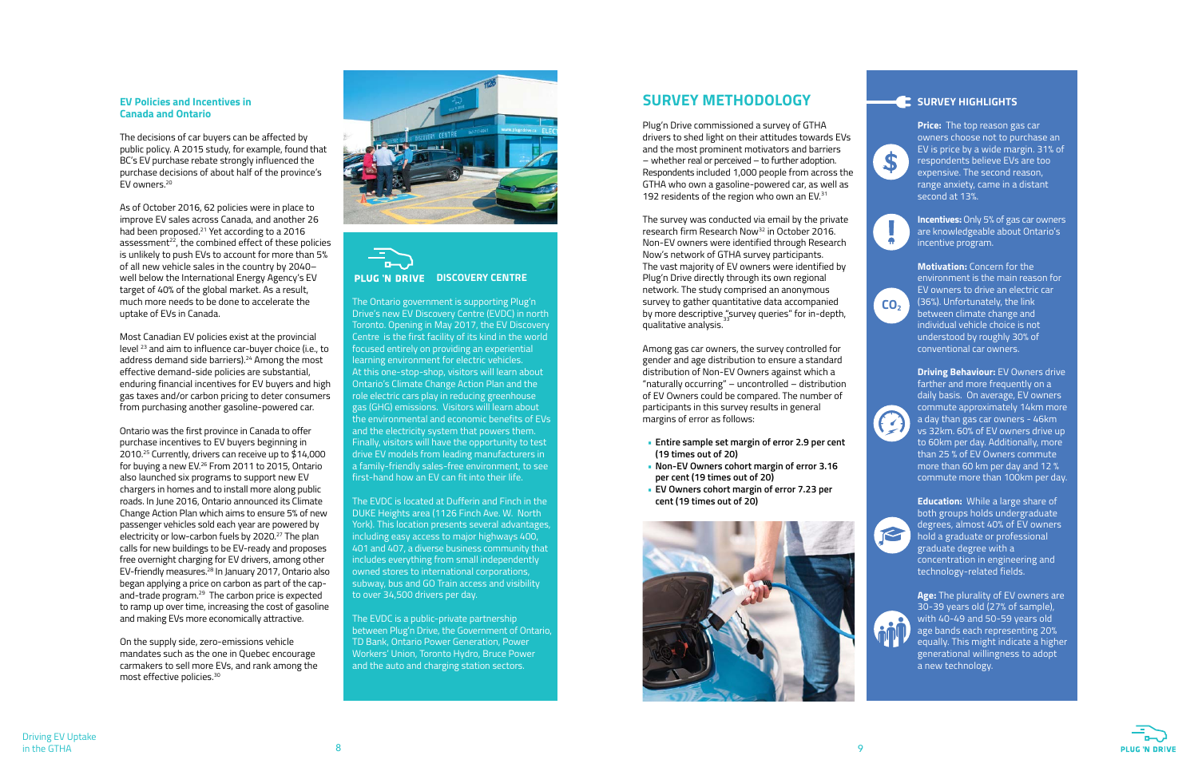### EV Policies and Incentives in Canada and Ontario

The decisions of car buyers can be affected by public policy. A 2015 study, for example, found that BC's EV purchase rebate strongly influenced the purchase decisions of about half of the province's EV owners.[20]

As of October 2016, 62 policies were in place to improve EV sales across Canada, and another 26 had been proposed.[21] Yet according to a 2016 assessment[22], the combined effect of these policies is unlikely to push EVs to account for more than 5% of all new vehicle sales in the country by 2040– well below the International Energy Agency's EV target of 40% of the global market. As a result, much more needs to be done to accelerate the uptake of EVs in Canada.

Most Canadian EV policies exist at the provincial level [23] and aim to influence car-buyer choice (i.e., to address demand side barriers).[24] Among the most effective demand-side policies are substantial, enduring financial incentives for EV buyers and high gas taxes and/or carbon pricing to deter consumers from purchasing another gasoline-powered car.

Ontario was the first province in Canada to offer purchase incentives to EV buyers beginning in 2010.[25] Currently, drivers can receive up to $14,000 for buying a new EV.[26] From 2011 to 2015, Ontario also launched six programs to support new EV chargers in homes and to install more along public roads. In June 2016, Ontario announced its Climate Change Action Plan which aims to ensure 5% of new passenger vehicles sold each year are powered by electricity or low-carbon fuels by 2020.[27] The plan calls for new buildings to be EV-ready and proposes free overnight charging for EV drivers, among other EV-friendly measures.[28] In January 2017, Ontario also began applying a price on carbon as part of the cap-and-trade program.[29] The carbon price is expected to ramp up over time, increasing the cost of gasoline and making EVs more economically attractive.

On the supply side, zero-emissions vehicle mandates such as the one in Quebec encourage carmakers to sell more EVs, and rank among the most effective policies.[30]

### PLUG 'N DRIVE DISCOVERY CENTRE

The Ontario government is supporting Plug'n Drive's new EV Discovery Centre (EVDC) in north Toronto. Opening in May 2017, the EV Discovery Centre is the first facility of its kind in the world focused entirely on providing an experiential learning environment for electric vehicles. At this one-stop-shop, visitors will learn about Ontario's Climate Change Action Plan and the role electric cars play in reducing greenhouse gas (GHG) emissions. Visitors will learn about the environmental and economic benefits of EVs and the electricity system that powers them. Finally, visitors will have the opportunity to test drive EV models from leading manufacturers in a family-friendly sales-free environment, to see first-hand how an EV can fit into their life.

The EVDC is located at Dufferin and Finch in the DUKE Heights area (1126 Finch Ave. W. North York). This location presents several advantages, including easy access to major highways 400, 401 and 407, a diverse business community that includes everything from small independently owned stores to international corporations, subway, bus and GO Train access and visibility to over 34,500 drivers per day.

The EVDC is a public-private partnership between Plug'n Drive, the Government of Ontario, TD Bank, Ontario Power Generation, Power Workers' Union, Toronto Hydro, Bruce Power and the auto and charging station sectors.

## SURVEY METHODOLOGY

Plug'n Drive commissioned a survey of GTHA drivers to shed light on their attitudes towards EVs and the most prominent motivators and barriers – whether real or perceived – to further adoption. Respondents included 1,000 people from across the GTHA who own a gasoline-powered car, as well as 192 residents of the region who own an EV.[31]

The survey was conducted via email by the private research firm Research Now[32] in October 2016. Non-EV owners were identified through Research Now's network of GTHA survey participants. The vast majority of EV owners were identified by Plug'n Drive directly through its own regional network. The study comprised an anonymous survey to gather quantitative data accompanied by more descriptive "survey queries" for in-depth, qualitative analysis.[33]

Among gas car owners, the survey controlled for gender and age distribution to ensure a standard distribution of Non-EV Owners against which a "naturally occurring" – uncontrolled – distribution of EV Owners could be compared. The number of participants in this survey results in general margins of error as follows:

- **Entire sample set margin of error 2.9 per cent (19 times out of 20)**
- **Non-EV Owners cohort margin of error 3.16 per cent (19 times out of 20)**
- **EV Owners cohort margin of error 7.23 per cent (19 times out of 20)**

### SURVEY HIGHLIGHTS

**Price:** The top reason gas car owners choose not to purchase an EV is price by a wide margin. 31% of respondents believe EVs are too expensive. The second reason, range anxiety, came in a distant second at 13%.

**Incentives:** Only 5% of gas car owners are knowledgeable about Ontario's incentive program.

**Motivation:** Concern for the environment is the main reason for EV owners to drive an electric car (36%). Unfortunately, the link between climate change and individual vehicle choice is not understood by roughly 30% of conventional car owners.

**Driving Behaviour:** EV Owners drive farther and more frequently on a daily basis. On average, EV owners commute approximately 14km more a day than gas car owners - 46km vs 32km. 60% of EV owners drive up to 60km per day. Additionally, more than 25 % of EV Owners commute more than 60 km per day and 12 % commute more than 100km per day.

**Education:** While a large share of both groups holds undergraduate degrees, almost 40% of EV owners hold a graduate or professional graduate degree with a concentration in engineering and technology-related fields.

**Age:** The plurality of EV owners are 30-39 years old (27% of sample), with 40-49 and 50-59 years old age bands each representing 20% equally. This might indicate a higher generational willingness to adopt a new technology.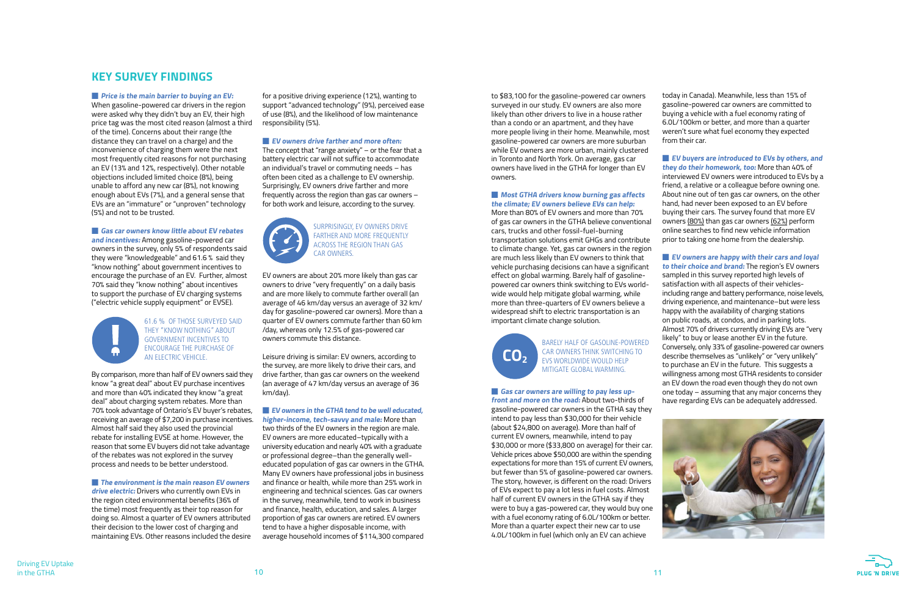## KEY SURVEY FINDINGS

***Price is the main barrier to buying an EV:*** When gasoline-powered car drivers in the region were asked why they didn't buy an EV, their high price tag was the most cited reason (almost a third of the time). Concerns about their range (the distance they can travel on a charge) and the inconvenience of charging them were the next most frequently cited reasons for not purchasing an EV (13% and 12%, respectively). Other notable objections included limited choice (8%), being unable to afford any new car (8%), not knowing enough about EVs (7%), and a general sense that EVs are an "immature" or "unproven" technology (5%) and not to be trusted.

***Gas car owners know little about EV rebates and incentives:*** Among gasoline-powered car owners in the survey, only 5% of respondents said they were "knowledgeable" and 61.6 % said they "know nothing" about government incentives to encourage the purchase of an EV. Further, almost 70% said they "know nothing" about incentives to support the purchase of EV charging systems ("electric vehicle supply equipment" or EVSE).

61.6 % OF THOSE SURVEYED SAID THEY "KNOW NOTHING" ABOUT GOVERNMENT INCENTIVES TO ENCOURAGE THE PURCHASE OF AN ELECTRIC VEHICLE.

By comparison, more than half of EV owners said they know "a great deal" about EV purchase incentives and more than 40% indicated they know "a great deal" about charging system rebates. More than 70% took advantage of Ontario's EV buyer's rebates, receiving an average of $7,200 in purchase incentives. Almost half said they also used the provincial rebate for installing EVSE at home. However, the reason that some EV buyers did not take advantage of the rebates was not explored in the survey process and needs to be better understood.

***The environment is the main reason EV owners drive electric:*** Drivers who currently own EVs in the region cited environmental benefits (36% of the time) most frequently as their top reason for doing so. Almost a quarter of EV owners attributed their decision to the lower cost of charging and maintaining EVs. Other reasons included the desire for a positive driving experience (12%), wanting to support "advanced technology" (9%), perceived ease of use (8%), and the likelihood of low maintenance responsibility (5%).

***EV owners drive farther and more often:*** The concept that "range anxiety" – or the fear that a battery electric car will not suffice to accommodate an individual's travel or commuting needs – has often been cited as a challenge to EV ownership. Surprisingly, EV owners drive farther and more frequently across the region than gas car owners – for both work and leisure, according to the survey.

SURPRISINGLY, EV OWNERS DRIVE FARTHER AND MORE FREQUENTLY ACROSS THE REGION THAN GAS CAR OWNERS.

EV owners are about 20% more likely than gas car owners to drive "very frequently" on a daily basis and are more likely to commute farther overall (an average of 46 km/day versus an average of 32 km/day for gasoline-powered car owners). More than a quarter of EV owners commute farther than 60 km /day, whereas only 12.5% of gas-powered car owners commute this distance.

Leisure driving is similar: EV owners, according to the survey, are more likely to drive their cars, and drive farther, than gas car owners on the weekend (an average of 47 km/day versus an average of 36 km/day).

***EV owners in the GTHA tend to be well educated, higher-income, tech-savvy and male:*** More than two thirds of the EV owners in the region are male. EV owners are more educated–typically with a university education and nearly 40% with a graduate or professional degree–than the generally well-educated population of gas car owners in the GTHA. Many EV owners have professional jobs in business and finance or health, while more than 25% work in engineering and technical sciences. Gas car owners in the survey, meanwhile, tend to work in business and finance, health, education, and sales. A larger proportion of gas car owners are retired. EV owners tend to have a higher disposable income, with average household incomes of $114,300 compared to $83,100 for the gasoline-powered car owners surveyed in our study. EV owners are also more likely than other drivers to live in a house rather than a condo or an apartment, and they have more people living in their home. Meanwhile, most gasoline-powered car owners are more suburban while EV owners are more urban, mainly clustered in Toronto and North York. On average, gas car owners have lived in the GTHA for longer than EV owners.

***Most GTHA drivers know burning gas affects the climate; EV owners believe EVs can help:*** More than 80% of EV owners and more than 70% of gas car owners in the GTHA believe conventional cars, trucks and other fossil-fuel-burning transportation solutions emit GHGs and contribute to climate change. Yet, gas car owners in the region are much less likely than EV owners to think that vehicle purchasing decisions can have a significant effect on global warming. Barely half of gasoline-powered car owners think switching to EVs world-wide would help mitigate global warming, while more than three-quarters of EV owners believe a widespread shift to electric transportation is an important climate change solution.

BARELY HALF OF GASOLINE-POWERED CAR OWNERS THINK SWITCHING TO EVS WORLDWIDE WOULD HELP MITIGATE GLOBAL WARMING.

***Gas car owners are willing to pay less up-front and more on the road:*** About two-thirds of gasoline-powered car owners in the GTHA say they intend to pay less than $30,000 for their vehicle (about $24,800 on average). More than half of current EV owners, meanwhile, intend to pay $30,000 or more ($33,800 on average) for their car. Vehicle prices above $50,000 are within the spending expectations for more than 15% of current EV owners, but fewer than 5% of gasoline-powered car owners. The story, however, is different on the road: Drivers of EVs expect to pay a lot less in fuel costs. Almost half of current EV owners in the GTHA say if they were to buy a gas-powered car, they would buy one with a fuel economy rating of 6.0L/100km or better. More than a quarter expect their new car to use 4.0L/100km in fuel (which only an EV can achieve today in Canada). Meanwhile, less than 15% of gasoline-powered car owners are committed to buying a vehicle with a fuel economy rating of 6.0L/100km or better, and more than a quarter weren't sure what fuel economy they expected from their car.

***EV buyers are introduced to EVs by others, and they do their homework, too:*** More than 40% of interviewed EV owners were introduced to EVs by a friend, a relative or a colleague before owning one. About nine out of ten gas car owners, on the other hand, had never been exposed to an EV before buying their cars. The survey found that more EV owners (80%) than gas car owners (62%) perform online searches to find new vehicle information prior to taking one home from the dealership.

***EV owners are happy with their cars and loyal to their choice and brand:*** The region's EV owners sampled in this survey reported high levels of satisfaction with all aspects of their vehicles-including range and battery performance, noise levels, driving experience, and maintenance–but were less happy with the availability of charging stations on public roads, at condos, and in parking lots. Almost 70% of drivers currently driving EVs are "very likely" to buy or lease another EV in the future. Conversely, only 33% of gasoline-powered car owners describe themselves as "unlikely" or "very unlikely" to purchase an EV in the future. This suggests a willingness among most GTHA residents to consider an EV down the road even though they do not own one today – assuming that any major concerns they have regarding EVs can be adequately addressed.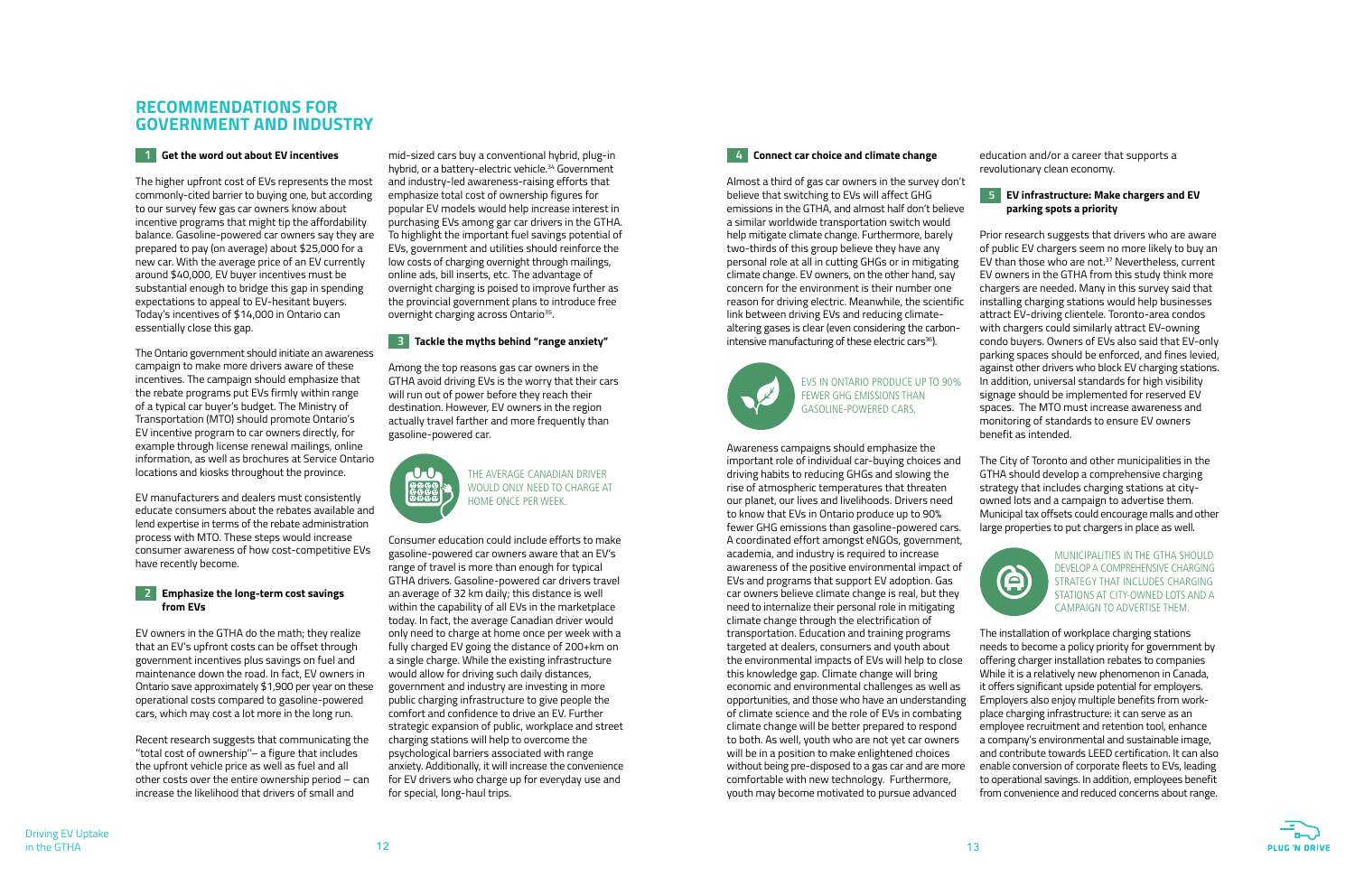# RECOMMENDATIONS FOR GOVERNMENT AND INDUSTRY

## 1 Get the word out about EV incentives

The higher upfront cost of EVs represents the most commonly-cited barrier to buying one, but according to our survey few gas car owners know about incentive programs that might tip the affordability balance. Gasoline-powered car owners say they are prepared to pay (on average) about $25,000 for a new car. With the average price of an EV currently around $40,000, EV buyer incentives must be substantial enough to bridge this gap in spending expectations to appeal to EV-hesitant buyers. Today's incentives of $14,000 in Ontario can essentially close this gap.

The Ontario government should initiate an awareness campaign to make more drivers aware of these incentives. The campaign should emphasize that the rebate programs put EVs firmly within range of a typical car buyer's budget. The Ministry of Transportation (MTO) should promote Ontario's EV incentive program to car owners directly, for example through license renewal mailings, online information, as well as brochures at Service Ontario locations and kiosks throughout the province.

EV manufacturers and dealers must consistently educate consumers about the rebates available and lend expertise in terms of the rebate administration process with MTO. These steps would increase consumer awareness of how cost-competitive EVs have recently become.

## 2 Emphasize the long-term cost savings from EVs

EV owners in the GTHA do the math; they realize that an EV's upfront costs can be offset through government incentives plus savings on fuel and maintenance down the road. In fact, EV owners in Ontario save approximately $1,900 per year on these operational costs compared to gasoline-powered cars, which may cost a lot more in the long run.

Recent research suggests that communicating the "total cost of ownership"– a figure that includes the upfront vehicle price as well as fuel and all other costs over the entire ownership period – can increase the likelihood that drivers of small and mid-sized cars buy a conventional hybrid, plug-in hybrid, or a battery-electric vehicle.[34] Government and industry-led awareness-raising efforts that emphasize total cost of ownership figures for popular EV models would help increase interest in purchasing EVs among gar car drivers in the GTHA. To highlight the important fuel savings potential of EVs, government and utilities should reinforce the low costs of charging overnight through mailings, online ads, bill inserts, etc. The advantage of overnight charging is poised to improve further as the provincial government plans to introduce free overnight charging across Ontario[35].

## 3 Tackle the myths behind "range anxiety"

Among the top reasons gas car owners in the GTHA avoid driving EVs is the worry that their cars will run out of power before they reach their destination. However, EV owners in the region actually travel farther and more frequently than gasoline-powered car.

THE AVERAGE CANADIAN DRIVER WOULD ONLY NEED TO CHARGE AT HOME ONCE PER WEEK.

Consumer education could include efforts to make gasoline-powered car owners aware that an EV's range of travel is more than enough for typical GTHA drivers. Gasoline-powered car drivers travel an average of 32 km daily; this distance is well within the capability of all EVs in the marketplace today. In fact, the average Canadian driver would only need to charge at home once per week with a fully charged EV going the distance of 200+km on a single charge. While the existing infrastructure would allow for driving such daily distances, government and industry are investing in more public charging infrastructure to give people the comfort and confidence to drive an EV. Further strategic expansion of public, workplace and street charging stations will help to overcome the psychological barriers associated with range anxiety. Additionally, it will increase the convenience for EV drivers who charge up for everyday use and for special, long-haul trips.

## 4 Connect car choice and climate change

Almost a third of gas car owners in the survey don't believe that switching to EVs will affect GHG emissions in the GTHA, and almost half don't believe a similar worldwide transportation switch would help mitigate climate change. Furthermore, barely two-thirds of this group believe they have any personal role at all in cutting GHGs or in mitigating climate change. EV owners, on the other hand, say concern for the environment is their number one reason for driving electric. Meanwhile, the scientific link between driving EVs and reducing climate-altering gases is clear (even considering the carbon-intensive manufacturing of these electric cars[36]).

EVS IN ONTARIO PRODUCE UP TO 90% FEWER GHG EMISSIONS THAN GASOLINE-POWERED CARS.

Awareness campaigns should emphasize the important role of individual car-buying choices and driving habits to reducing GHGs and slowing the rise of atmospheric temperatures that threaten our planet, our lives and livelihoods. Drivers need to know that EVs in Ontario produce up to 90% fewer GHG emissions than gasoline-powered cars. A coordinated effort amongst eNGOs, government, academia, and industry is required to increase awareness of the positive environmental impact of EVs and programs that support EV adoption. Gas car owners believe climate change is real, but they need to internalize their personal role in mitigating climate change through the electrification of transportation. Education and training programs targeted at dealers, consumers and youth about the environmental impacts of EVs will help to close this knowledge gap. Climate change will bring economic and environmental challenges as well as opportunities, and those who have an understanding of climate science and the role of EVs in combating climate change will be better prepared to respond to both. As well, youth who are not yet car owners will be in a position to make enlightened choices without being pre-disposed to a gas car and are more comfortable with new technology. Furthermore, youth may become motivated to pursue advanced education and/or a career that supports a revolutionary clean economy.

## 5 EV infrastructure: Make chargers and EV parking spots a priority

Prior research suggests that drivers who are aware of public EV chargers seem no more likely to buy an EV than those who are not.[37] Nevertheless, current EV owners in the GTHA from this study think more chargers are needed. Many in this survey said that installing charging stations would help businesses attract EV-driving clientele. Toronto-area condos with chargers could similarly attract EV-owning condo buyers. Owners of EVs also said that EV-only parking spaces should be enforced, and fines levied, against other drivers who block EV charging stations. In addition, universal standards for high visibility signage should be implemented for reserved EV spaces. The MTO must increase awareness and monitoring of standards to ensure EV owners benefit as intended.

The City of Toronto and other municipalities in the GTHA should develop a comprehensive charging strategy that includes charging stations at city-owned lots and a campaign to advertise them. Municipal tax offsets could encourage malls and other large properties to put chargers in place as well.

MUNICIPALITIES IN THE GTHA SHOULD DEVELOP A COMPREHENSIVE CHARGING STRATEGY THAT INCLUDES CHARGING STATIONS AT CITY-OWNED LOTS AND A CAMPAIGN TO ADVERTISE THEM.

The installation of workplace charging stations needs to become a policy priority for government by offering charger installation rebates to companies While it is a relatively new phenomenon in Canada, it offers significant upside potential for employers. Employers also enjoy multiple benefits from work-place charging infrastructure: it can serve as an employee recruitment and retention tool, enhance a company's environmental and sustainable image, and contribute towards LEED certification. It can also enable conversion of corporate fleets to EVs, leading to operational savings. In addition, employees benefit from convenience and reduced concerns about range.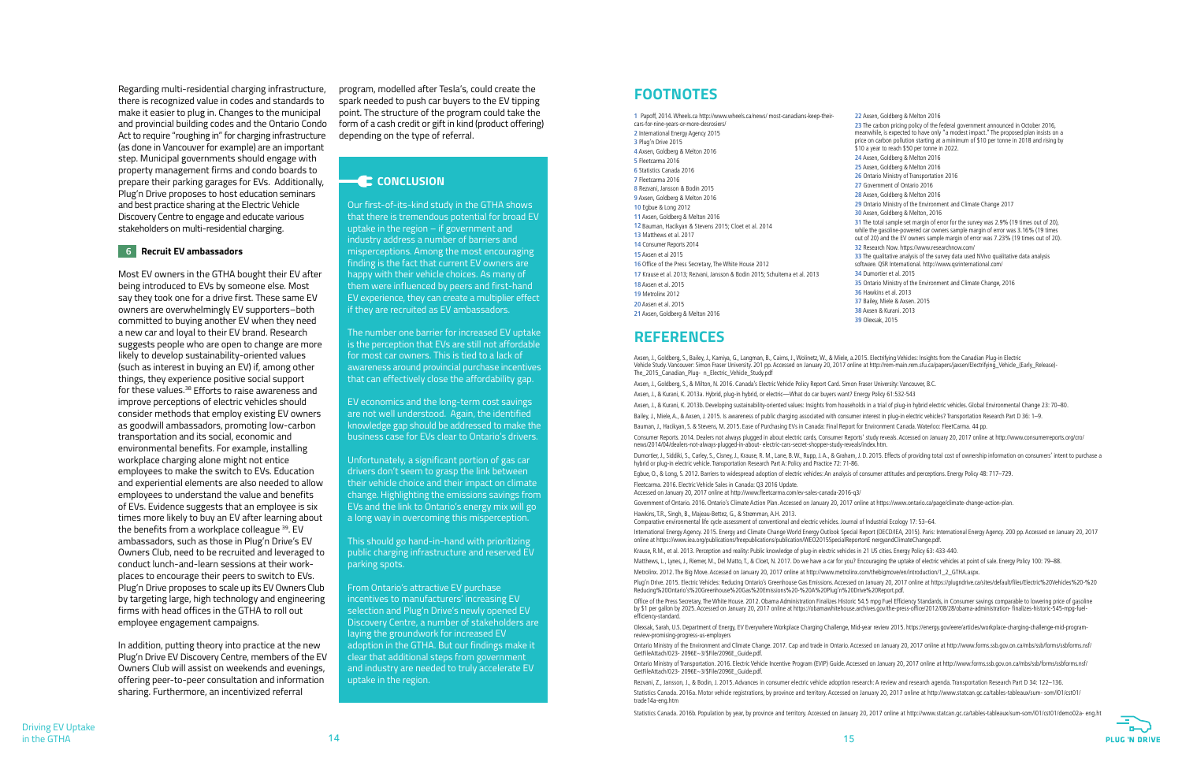Regarding multi-residential charging infrastructure, there is recognized value in codes and standards to make it easier to plug in. Changes to the municipal and provincial building codes and the Ontario Condo Act to require "roughing in" for charging infrastructure (as done in Vancouver for example) are an important step. Municipal governments should engage with property management firms and condo boards to prepare their parking garages for EVs. Additionally, Plug'n Drive proposes to host education seminars and best practice sharing at the Electric Vehicle Discovery Centre to engage and educate various stakeholders on multi-residential charging.

### 6 Recruit EV ambassadors

Most EV owners in the GTHA bought their EV after being introduced to EVs by someone else. Most say they took one for a drive first. These same EV owners are overwhelmingly EV supporters–both committed to buying another EV when they need a new car and loyal to their EV brand. Research suggests people who are open to change are more likely to develop sustainability-oriented values (such as interest in buying an EV) if, among other things, they experience positive social support for these values.[38] Efforts to raise awareness and improve perceptions of electric vehicles should consider methods that employ existing EV owners as goodwill ambassadors, promoting low-carbon transportation and its social, economic and environmental benefits. For example, installing workplace charging alone might not entice employees to make the switch to EVs. Education and experiential elements are also needed to allow employees to understand the value and benefits of EVs. Evidence suggests that an employee is six times more likely to buy an EV after learning about the benefits from a workplace colleague [39]. EV ambassadors, such as those in Plug'n Drive's EV Owners Club, need to be recruited and leveraged to conduct lunch-and-learn sessions at their work-places to encourage their peers to switch to EVs. Plug'n Drive proposes to scale up its EV Owners Club by targeting large, high technology and engineering firms with head offices in the GTHA to roll out employee engagement campaigns.

In addition, putting theory into practice at the new Plug'n Drive EV Discovery Centre, members of the EV Owners Club will assist on weekends and evenings, offering peer-to-peer consultation and information sharing. Furthermore, an incentivized referral program, modelled after Tesla's, could create the spark needed to push car buyers to the EV tipping point. The structure of the program could take the form of a cash credit or gift in kind (product offering) depending on the type of referral.

## CONCLUSION

Our first-of-its-kind study in the GTHA shows that there is tremendous potential for broad EV uptake in the region – if government and industry address a number of barriers and misperceptions. Among the most encouraging finding is the fact that current EV owners are happy with their vehicle choices. As many of them were influenced by peers and first-hand EV experience, they can create a multiplier effect if they are recruited as EV ambassadors.

The number one barrier for increased EV uptake is the perception that EVs are still not affordable for most car owners. This is tied to a lack of awareness around provincial purchase incentives that can effectively close the affordability gap.

EV economics and the long-term cost savings are not well understood. Again, the identified knowledge gap should be addressed to make the business case for EVs clear to Ontario's drivers.

Unfortunately, a significant portion of gas car drivers don't seem to grasp the link between their vehicle choice and their impact on climate change. Highlighting the emissions savings from EVs and the link to Ontario's energy mix will go a long way in overcoming this misperception.

This should go hand-in-hand with prioritizing public charging infrastructure and reserved EV parking spots.

From Ontario's attractive EV purchase incentives to manufacturers' increasing EV selection and Plug'n Drive's newly opened EV Discovery Centre, a number of stakeholders are laying the groundwork for increased EV adoption in the GTHA. But our findings make it clear that additional steps from government and industry are needed to truly accelerate EV uptake in the region.

## FOOTNOTES

1 Papoff, 2014. Wheels.ca http://www.wheels.ca/news/ most-canadians-keep-their-cars-for-nine-years-or-more-desrosiers/
2 International Energy Agency 2015
3 Plug'n Drive 2015
4 Axsen, Goldberg & Melton 2016
5 Fleetcarma 2016
6 Statistics Canada 2016
7 Fleetcarma 2016
8 Rezvani, Jansson & Bodin 2015
9 Axsen, Goldberg & Melton 2016
10 Egbue & Long 2012
11 Axsen, Goldberg & Melton 2016
12 Bauman, Hacikyan & Stevens 2015; Cloet et al. 2014
13 Matthews et al. 2017
14 Consumer Reports 2014
15 Axsen et al 2015
16 Office of the Press Secretary, The White House 2012
17 Krause et al. 2013; Rezvani, Jansson & Bodin 2015; Schuitema et al. 2013
18 Axsen et al. 2015
19 Metrolinx 2012
20 Axsen et al. 2015
21 Axsen, Goldberg & Melton 2016
22 Axsen, Goldberg & Melton 2016
23 The carbon pricing policy of the federal government announced in October 2016, meanwhile, is expected to have only "a modest impact." The proposed plan insists on a price on carbon pollution starting at a minimum of $10 per tonne in 2018 and rising by $10 a year to reach $50 per tonne in 2022.
24 Axsen, Goldberg & Melton 2016
25 Axsen, Goldberg & Melton 2016
26 Ontario Ministry of Transportation 2016
27 Government of Ontario 2016
28 Axsen, Goldberg & Melton 2016
29 Ontario Ministry of the Environment and Climate Change 2017
30 Axsen, Goldberg & Melton, 2016
31 The total sample set margin of error for the survey was 2.9% (19 times out of 20), while the gasoline-powered car owners sample margin of error was 3.16% (19 times out of 20) and the EV owners sample margin of error was 7.23% (19 times out of 20).
32 Research Now. https://www.researchnow.com/
33 The qualitative analysis of the survey data used NVivo qualitative data analysis software. QSR International. http://www.qsrinternational.com/
34 Dumortier et al. 2015
35 Ontario Ministry of the Environment and Climate Change, 2016
36 Hawkins et al. 2013
37 Bailey, Miele & Axsen. 2015
38 Axsen & Kurani. 2013
39 Olexsak, 2015

## REFERENCES

Axsen, J., Goldberg, S., Bailey, J., Kamiya, G., Langman, B., Cairns, J., Wolinetz, M., & Miele, a.2015. Electrifying Vehicles: Insights from the Canadian Plug-in Electric Vehicle Study. Vancouver: Simon Fraser University. 201 pp. Accessed on January 20, 2017 online at http://rem-main.rem.sfu.ca/papers/jaxsen/Electrifying_Vehicle_(Early_Release)-The_2015_Canadian_Plug- n_Electric_Vehicle_Study.pdf

Axsen, J., Goldberg, S., & Milton, N. 2016. Canada's Electric Vehicle Policy Report Card. Simon Fraser University: Vancouver, B.C.

Axsen, J., & Kurani, K. 2013a. Hybrid, plug-in hybrid, or electric—What do car buyers want? Energy Policy 61:532-543

Axsen, J., & Kurani, K. 2013b. Developing sustainability-oriented values: Insights from households in a trial of plug-in hybrid electric vehicles. Global Environmental Change 23: 70–80.

Bailey, J., Miele, A., & Axsen, J. 2015. Is awareness of public charging associated with consumer interest in plug-in electric vehicles? Transportation Research Part D 36: 1–9.

Bauman, J., Hacikyan, S. & Stevens, M. 2015. Ease of Purchasing EVs in Canada: Final Report for Environment Canada. Waterloo: FleetCarma. 44 pp.

Consumer Reports. 2014. Dealers not always plugged in about electric cards, Consumer Reports' study reveals. Accessed on January 20, 2017 online at http://www.consumerreports.org/cro/news/2014/04/dealers-not-always-plugged-in-about- electric-cars-secret-shopper-study-reveals/index.htm.

Dumortier, J., Siddiki, S., Carley, S., Cisney, J., Krause, R. M., Lane, B. W., Rupp, J. A., & Graham, J. D. 2015. Effects of providing total cost of ownership information on consumers' intent to purchase a hybrid or plug-in electric vehicle. Transportation Research Part A: Policy and Practice 72: 71-86.

Egbue, O., & Long, S. 2012. Barriers to widespread adoption of electric vehicles: An analysis of consumer attitudes and perceptions. Energy Policy 48: 717–729.

Fleetcarma. 2016. Electric Vehicle Sales in Canada: Q3 2016 Update. Accessed on January 20, 2017 online at http://www.fleetcarma.com/ev-sales-canada-2016-q3/

Government of Ontario. 2016. Ontario's Climate Action Plan. Accessed on January 20, 2017 online at https://www.ontario.ca/page/climate-change-action-plan.

Hawkins, T.R., Singh, B., Majeau-Bettez, G., & Stromman, A.H. 2013. Comparative environmental life cycle assessment of conventional and electric vehicles. Journal of Industrial Ecology 17: 53–64.

International Energy Agency. 2015. Energy and Climate Change World Energy Outlook Special Report (OECD/IEA, 2015). Paris: International Energy Agency. 200 pp. Accessed on January 20, 2017 online at https://www.iea.org/publications/freepublications/publication/WEO2015SpecialReportonE nergyandClimateChange.pdf.

Krause, R.M., et al. 2013. Perception and reality: Public knowledge of plug-in electric vehicles in 21 US cities. Energy Policy 63: 433-440.

Matthews, L., Lynes, J., Riemer, M., Del Matto, T., & Cloet, N. 2017. Do we have a car for you? Encouraging the uptake of electric vehicles at point of sale. Energy Policy 100: 79–88.

Metrolinx. 2012. The Big Move. Accessed on January 20, 2017 online at http://www.metrolinx.com/thebigmove/en/introduction/1_2_GTHA.aspx.

Plug'n Drive. 2015. Electric Vehicles: Reducing Ontario's Greenhouse Gas Emissions. Accessed on January 20, 2017 online at https://plugndrive.ca/sites/default/files/Electric%20Vehicles%20-%20Reducing%20Ontario's%20Greenhouse%20Gas%20Emissions%20-%20A%20Plug'n%20Drive%20Report.pdf.

Office of the Press Secretary, The White House. 2012. Obama Administration Finalizes Historic 54.5 mpg Fuel Efficiency Standards, in Consumer savings comparable to lowering price of gasoline by $1 per gallon by 2025. Accessed on January 20, 2017 online at https://obamawhitehouse.archives.gov/the-press-office/2012/08/28/obama-administration- finalizes-historic-545-mpg-fuel-efficiency-standard.

Olexsak, Sarah, U.S. Department of Energy, EV Everywhere Workplace Charging Challenge, Mid-year review 2015. https://energy.gov/eere/articles/workplace-charging-challenge-mid-program-review-promising-progress-us-employers

Ontario Ministry of the Environment and Climate Change. 2017. Cap and trade in Ontario. Accessed on January 20, 2017 online at http://www.forms.ssb.gov.on.ca/mbs/ssb/forms/ssbforms.nsf/GetFileAttach/023- 2096E~3/$File/2096E_Guide.pdf.

Ontario Ministry of Transportation. 2016. Electric Vehicle Incentive Program (EVIP) Guide. Accessed on January 20, 2017 online at http://www.forms.ssb.gov.on.ca/mbs/ssb/forms/ssbforms.nsf/GetFileAttach/023- 2096E~3/$File/2096E_Guide.pdf.

Rezvani, Z., Jansson, J., & Bodin, J. 2015. Advances in consumer electric vehicle adoption research: A review and research agenda. Transportation Research Part D 34: 122–136.

Statistics Canada. 2016a. Motor vehicle registrations, by province and territory. Accessed on January 20, 2017 online at http://www.statcan.gc.ca/tables-tableaux/sum- som/l01/cst01/trade14a-eng.htm

Statistics Canada. 2016b. Population by year, by province and territory. Accessed on January 20, 2017 online at http://www.statcan.gc.ca/tables-tableaux/sum-som/l01/cst01/demo02a- eng.ht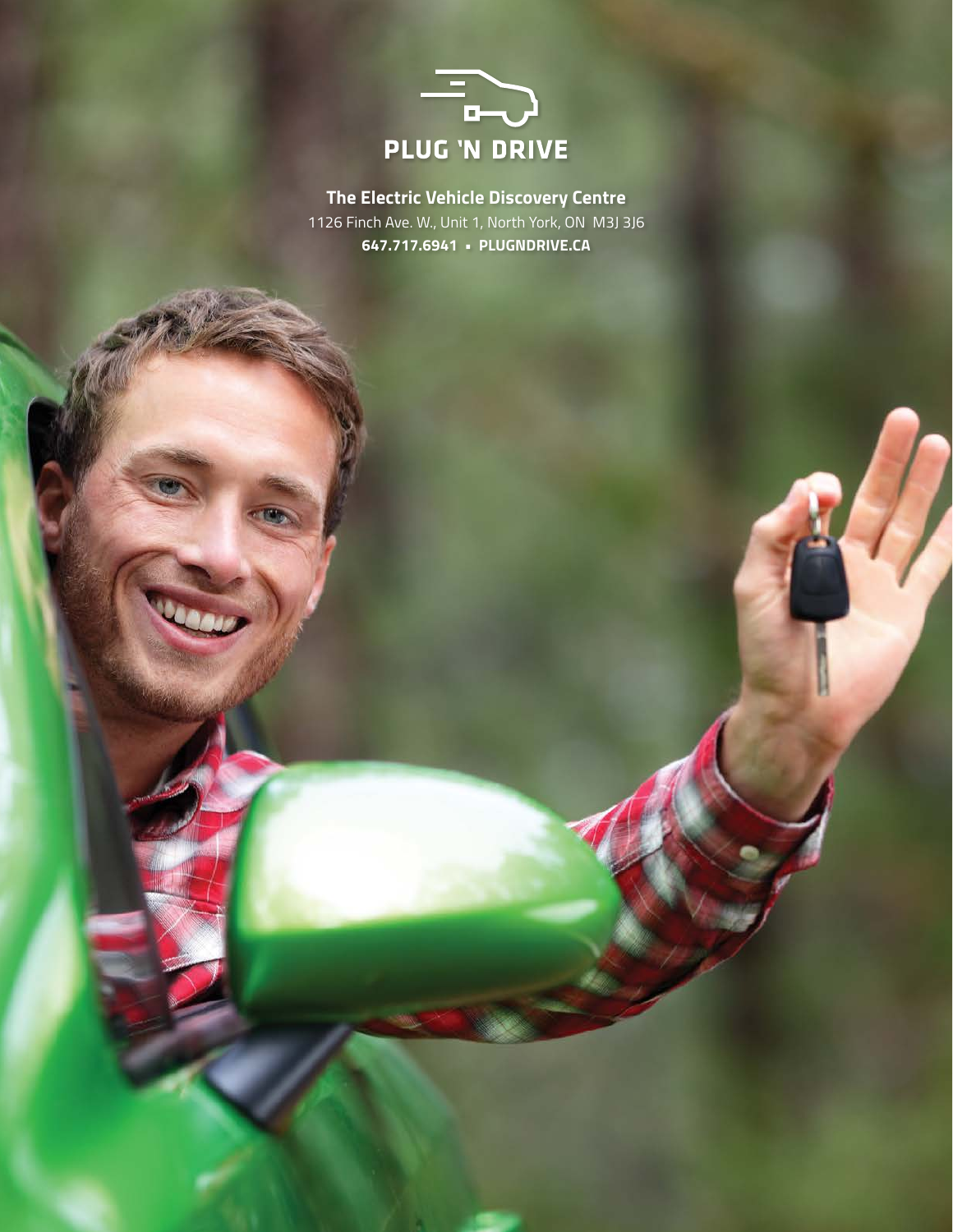**PLUG 'N DRIVE**

**The Electric Vehicle Discovery Centre**

1126 Finch Ave. W., Unit 1, North York, ON M3J 3J6

**647.717.6941 • PLUGNDRIVE.CA**